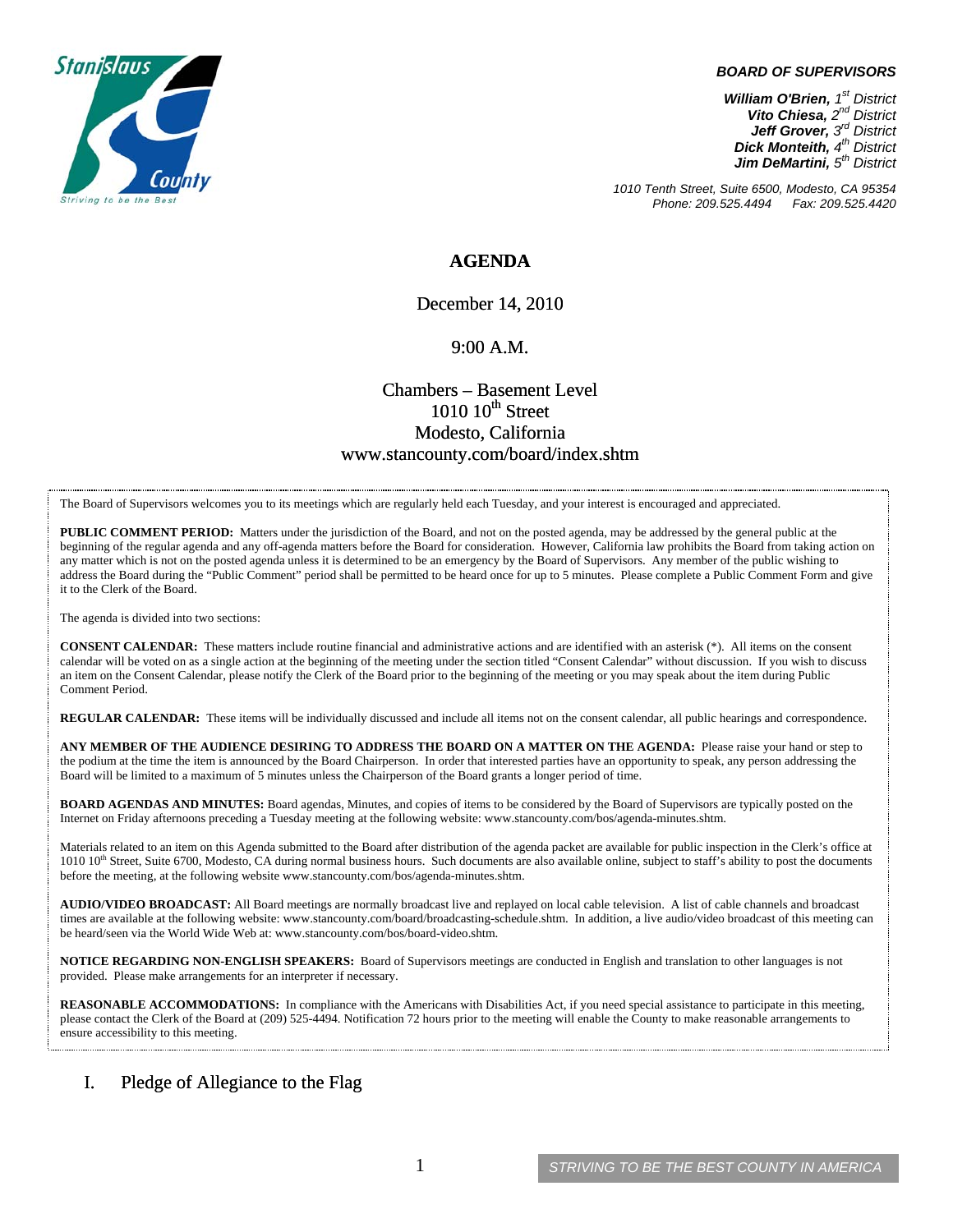**BOARD OF SUPERVISORS**

*William O'Brien, 1st District*
*Vito Chiesa, 2nd District*
*Jeff Grover, 3rd District*
*Dick Monteith, 4th District*
*Jim DeMartini, 5th District*

*1010 Tenth Street, Suite 6500, Modesto, CA 95354*
*Phone: 209.525.4494 Fax: 209.525.4420*

# AGENDA

December 14, 2010

9:00 A.M.

Chambers – Basement Level
1010 10th Street
Modesto, California
www.stancounty.com/board/index.shtm

The Board of Supervisors welcomes you to its meetings which are regularly held each Tuesday, and your interest is encouraged and appreciated.

**PUBLIC COMMENT PERIOD:** Matters under the jurisdiction of the Board, and not on the posted agenda, may be addressed by the general public at the beginning of the regular agenda and any off-agenda matters before the Board for consideration. However, California law prohibits the Board from taking action on any matter which is not on the posted agenda unless it is determined to be an emergency by the Board of Supervisors. Any member of the public wishing to address the Board during the "Public Comment" period shall be permitted to be heard once for up to 5 minutes. Please complete a Public Comment Form and give it to the Clerk of the Board.

The agenda is divided into two sections:

**CONSENT CALENDAR:** These matters include routine financial and administrative actions and are identified with an asterisk (*). All items on the consent calendar will be voted on as a single action at the beginning of the meeting under the section titled "Consent Calendar" without discussion. If you wish to discuss an item on the Consent Calendar, please notify the Clerk of the Board prior to the beginning of the meeting or you may speak about the item during Public Comment Period.

**REGULAR CALENDAR:** These items will be individually discussed and include all items not on the consent calendar, all public hearings and correspondence.

**ANY MEMBER OF THE AUDIENCE DESIRING TO ADDRESS THE BOARD ON A MATTER ON THE AGENDA:** Please raise your hand or step to the podium at the time the item is announced by the Board Chairperson. In order that interested parties have an opportunity to speak, any person addressing the Board will be limited to a maximum of 5 minutes unless the Chairperson of the Board grants a longer period of time.

**BOARD AGENDAS AND MINUTES:** Board agendas, Minutes, and copies of items to be considered by the Board of Supervisors are typically posted on the Internet on Friday afternoons preceding a Tuesday meeting at the following website: www.stancounty.com/bos/agenda-minutes.shtm.

Materials related to an item on this Agenda submitted to the Board after distribution of the agenda packet are available for public inspection in the Clerk's office at 1010 10th Street, Suite 6700, Modesto, CA during normal business hours. Such documents are also available online, subject to staff's ability to post the documents before the meeting, at the following website www.stancounty.com/bos/agenda-minutes.shtm.

**AUDIO/VIDEO BROADCAST:** All Board meetings are normally broadcast live and replayed on local cable television. A list of cable channels and broadcast times are available at the following website: www.stancounty.com/board/broadcasting-schedule.shtm. In addition, a live audio/video broadcast of this meeting can be heard/seen via the World Wide Web at: www.stancounty.com/bos/board-video.shtm.

**NOTICE REGARDING NON-ENGLISH SPEAKERS:** Board of Supervisors meetings are conducted in English and translation to other languages is not provided. Please make arrangements for an interpreter if necessary.

**REASONABLE ACCOMMODATIONS:** In compliance with the Americans with Disabilities Act, if you need special assistance to participate in this meeting, please contact the Clerk of the Board at (209) 525-4494. Notification 72 hours prior to the meeting will enable the County to make reasonable arrangements to ensure accessibility to this meeting.

## I. Pledge of Allegiance to the Flag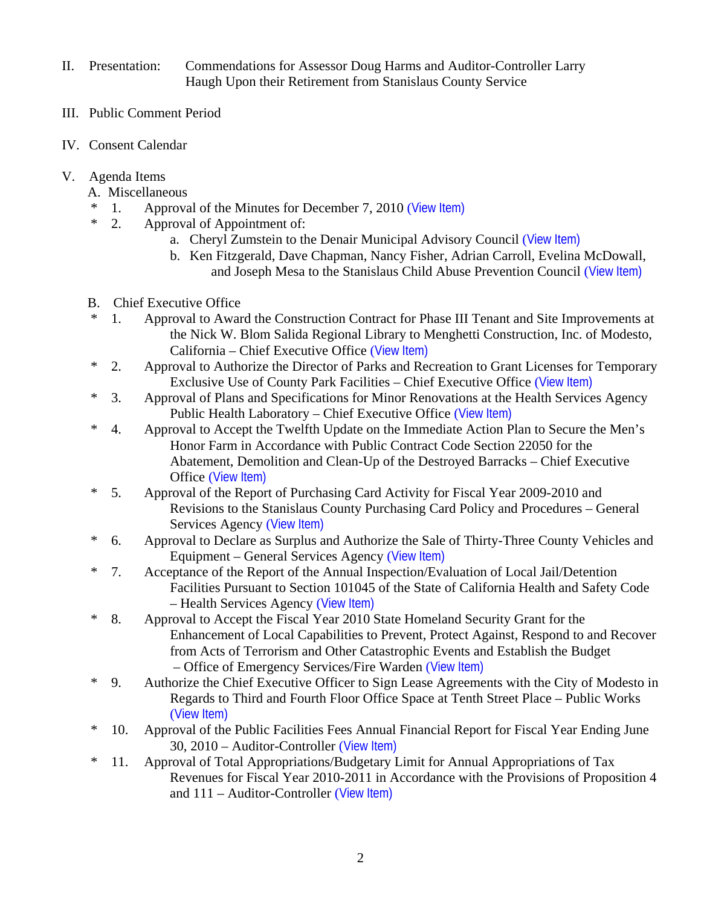II. Presentation: Commendations for Assessor Doug Harms and Auditor-Controller Larry Haugh Upon their Retirement from Stanislaus County Service

III. Public Comment Period

IV. Consent Calendar

V. Agenda Items

A. Miscellaneous

- * 1. Approval of the Minutes for December 7, 2010 (View Item)
- * 2. Approval of Appointment of:
  - a. Cheryl Zumstein to the Denair Municipal Advisory Council (View Item)
  - b. Ken Fitzgerald, Dave Chapman, Nancy Fisher, Adrian Carroll, Evelina McDowall, and Joseph Mesa to the Stanislaus Child Abuse Prevention Council (View Item)

B. Chief Executive Office

- * 1. Approval to Award the Construction Contract for Phase III Tenant and Site Improvements at the Nick W. Blom Salida Regional Library to Menghetti Construction, Inc. of Modesto, California – Chief Executive Office (View Item)
- * 2. Approval to Authorize the Director of Parks and Recreation to Grant Licenses for Temporary Exclusive Use of County Park Facilities – Chief Executive Office (View Item)
- * 3. Approval of Plans and Specifications for Minor Renovations at the Health Services Agency Public Health Laboratory – Chief Executive Office (View Item)
- * 4. Approval to Accept the Twelfth Update on the Immediate Action Plan to Secure the Men's Honor Farm in Accordance with Public Contract Code Section 22050 for the Abatement, Demolition and Clean-Up of the Destroyed Barracks – Chief Executive Office (View Item)
- * 5. Approval of the Report of Purchasing Card Activity for Fiscal Year 2009-2010 and Revisions to the Stanislaus County Purchasing Card Policy and Procedures – General Services Agency (View Item)
- * 6. Approval to Declare as Surplus and Authorize the Sale of Thirty-Three County Vehicles and Equipment – General Services Agency (View Item)
- * 7. Acceptance of the Report of the Annual Inspection/Evaluation of Local Jail/Detention Facilities Pursuant to Section 101045 of the State of California Health and Safety Code – Health Services Agency (View Item)
- * 8. Approval to Accept the Fiscal Year 2010 State Homeland Security Grant for the Enhancement of Local Capabilities to Prevent, Protect Against, Respond to and Recover from Acts of Terrorism and Other Catastrophic Events and Establish the Budget – Office of Emergency Services/Fire Warden (View Item)
- * 9. Authorize the Chief Executive Officer to Sign Lease Agreements with the City of Modesto in Regards to Third and Fourth Floor Office Space at Tenth Street Place – Public Works (View Item)
- * 10. Approval of the Public Facilities Fees Annual Financial Report for Fiscal Year Ending June 30, 2010 – Auditor-Controller (View Item)
- * 11. Approval of Total Appropriations/Budgetary Limit for Annual Appropriations of Tax Revenues for Fiscal Year 2010-2011 in Accordance with the Provisions of Proposition 4 and 111 – Auditor-Controller (View Item)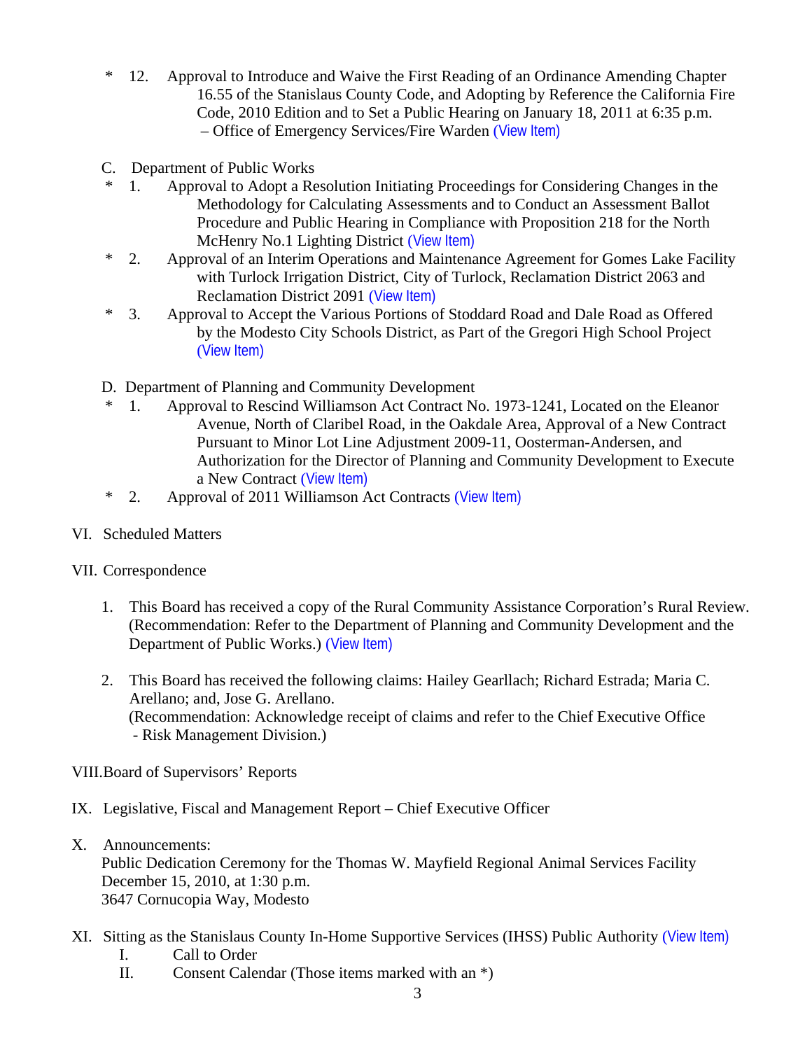\* 12. Approval to Introduce and Waive the First Reading of an Ordinance Amending Chapter 16.55 of the Stanislaus County Code, and Adopting by Reference the California Fire Code, 2010 Edition and to Set a Public Hearing on January 18, 2011 at 6:35 p.m. – Office of Emergency Services/Fire Warden (View Item)

C. Department of Public Works

\* 1. Approval to Adopt a Resolution Initiating Proceedings for Considering Changes in the Methodology for Calculating Assessments and to Conduct an Assessment Ballot Procedure and Public Hearing in Compliance with Proposition 218 for the North McHenry No.1 Lighting District (View Item)

\* 2. Approval of an Interim Operations and Maintenance Agreement for Gomes Lake Facility with Turlock Irrigation District, City of Turlock, Reclamation District 2063 and Reclamation District 2091 (View Item)

\* 3. Approval to Accept the Various Portions of Stoddard Road and Dale Road as Offered by the Modesto City Schools District, as Part of the Gregori High School Project (View Item)

D. Department of Planning and Community Development

\* 1. Approval to Rescind Williamson Act Contract No. 1973-1241, Located on the Eleanor Avenue, North of Claribel Road, in the Oakdale Area, Approval of a New Contract Pursuant to Minor Lot Line Adjustment 2009-11, Oosterman-Andersen, and Authorization for the Director of Planning and Community Development to Execute a New Contract (View Item)

\* 2. Approval of 2011 Williamson Act Contracts (View Item)

VI. Scheduled Matters

VII. Correspondence

1. This Board has received a copy of the Rural Community Assistance Corporation's Rural Review. (Recommendation: Refer to the Department of Planning and Community Development and the Department of Public Works.) (View Item)

2. This Board has received the following claims: Hailey Gearllach; Richard Estrada; Maria C. Arellano; and, Jose G. Arellano.
(Recommendation: Acknowledge receipt of claims and refer to the Chief Executive Office - Risk Management Division.)

VIII. Board of Supervisors' Reports

IX. Legislative, Fiscal and Management Report – Chief Executive Officer

X. Announcements:
Public Dedication Ceremony for the Thomas W. Mayfield Regional Animal Services Facility
December 15, 2010, at 1:30 p.m.
3647 Cornucopia Way, Modesto

XI. Sitting as the Stanislaus County In-Home Supportive Services (IHSS) Public Authority (View Item)

I. Call to Order

II. Consent Calendar (Those items marked with an *)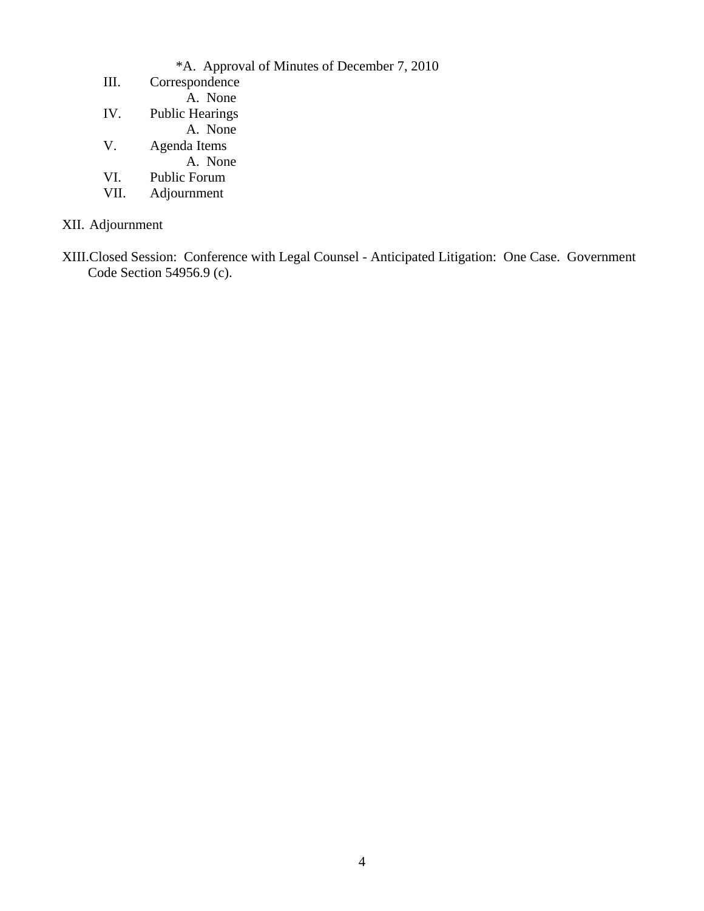*A. Approval of Minutes of December 7, 2010

III. Correspondence
   A. None

IV. Public Hearings
   A. None

V. Agenda Items
   A. None

VI. Public Forum

VII. Adjournment

XII. Adjournment

XIII. Closed Session: Conference with Legal Counsel - Anticipated Litigation: One Case. Government Code Section 54956.9 (c).